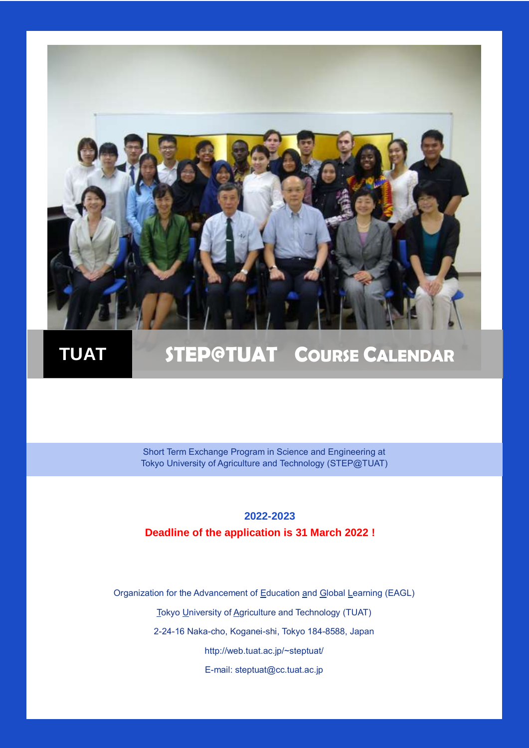# TUAT STEP@TUAT Course Calendar

Short Term Exchange Program in Science and Engineering at
Tokyo University of Agriculture and Technology (STEP@TUAT)

**2022-2023**

**Deadline of the application is 31 March 2022 !**

Organization for the Advancement of Education and Global Learning (EAGL)

Tokyo University of Agriculture and Technology (TUAT)

2-24-16 Naka-cho, Koganei-shi, Tokyo 184-8588, Japan

http://web.tuat.ac.jp/~steptuat/

E-mail: steptuat@cc.tuat.ac.jp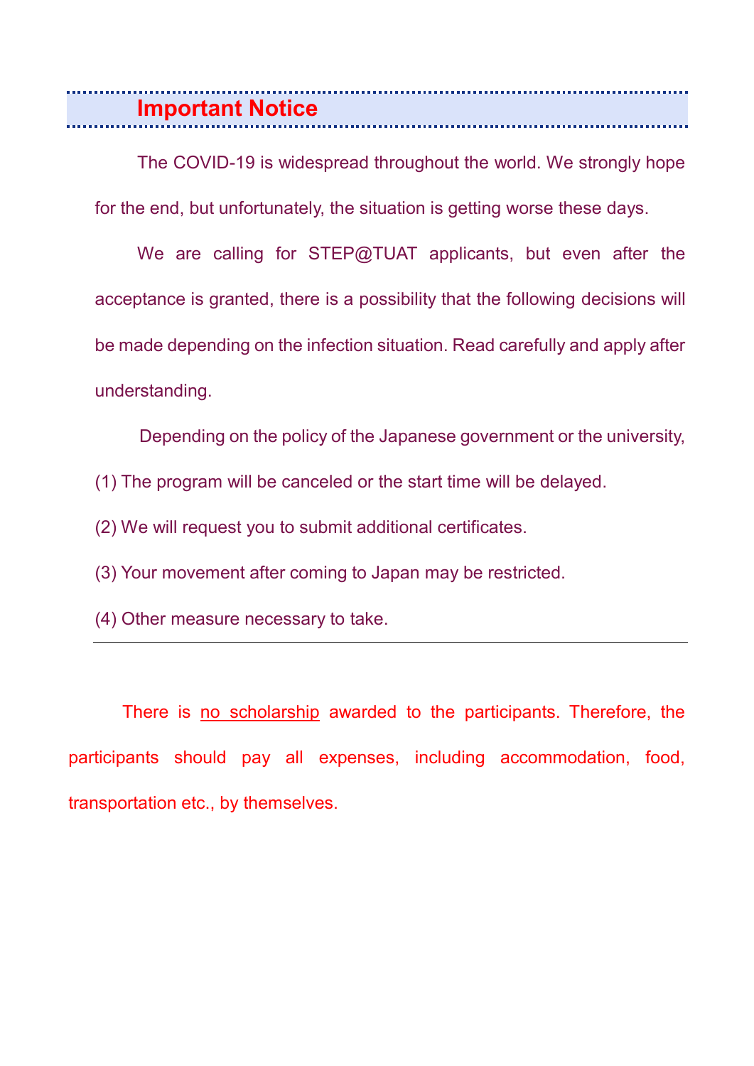## Important Notice

The COVID-19 is widespread throughout the world. We strongly hope for the end, but unfortunately, the situation is getting worse these days.

We are calling for STEP@TUAT applicants, but even after the acceptance is granted, there is a possibility that the following decisions will be made depending on the infection situation. Read carefully and apply after understanding.

Depending on the policy of the Japanese government or the university,

(1) The program will be canceled or the start time will be delayed.

(2) We will request you to submit additional certificates.

(3) Your movement after coming to Japan may be restricted.

(4) Other measure necessary to take.

---

There is <u>no scholarship</u> awarded to the participants. Therefore, the participants should pay all expenses, including accommodation, food, transportation etc., by themselves.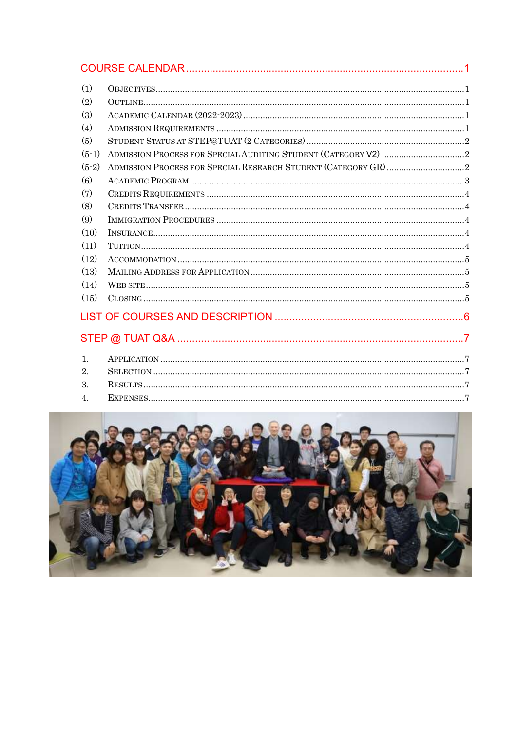COURSE CALENDAR ........................................................................................................ 1

(1) Objectives ........................................................................................................ 1
(2) Outline ........................................................................................................ 1
(3) Academic Calendar (2022-2023) ........................................................................................................ 1
(4) Admission Requirements ........................................................................................................ 1
(5) Student Status at STEP@TUAT (2 Categories) ........................................................................................................ 2
(5-1) Admission Process for Special Auditing Student (Category V2) ........................................................................................................ 2
(5-2) Admission Process for Special Research Student (Category GR) ........................................................................................................ 2
(6) Academic Program ........................................................................................................ 3
(7) Credits Requirements ........................................................................................................ 4
(8) Credits Transfer ........................................................................................................ 4
(9) Immigration Procedures ........................................................................................................ 4
(10) Insurance ........................................................................................................ 4
(11) Tuition ........................................................................................................ 4
(12) Accommodation ........................................................................................................ 5
(13) Mailing Address for Application ........................................................................................................ 5
(14) Web site ........................................................................................................ 5
(15) Closing ........................................................................................................ 5

LIST OF COURSES AND DESCRIPTION ........................................................................................................ 6

STEP @ TUAT Q&A ........................................................................................................ 7

1. Application ........................................................................................................ 7
2. Selection ........................................................................................................ 7
3. Results ........................................................................................................ 7
4. Expenses ........................................................................................................ 7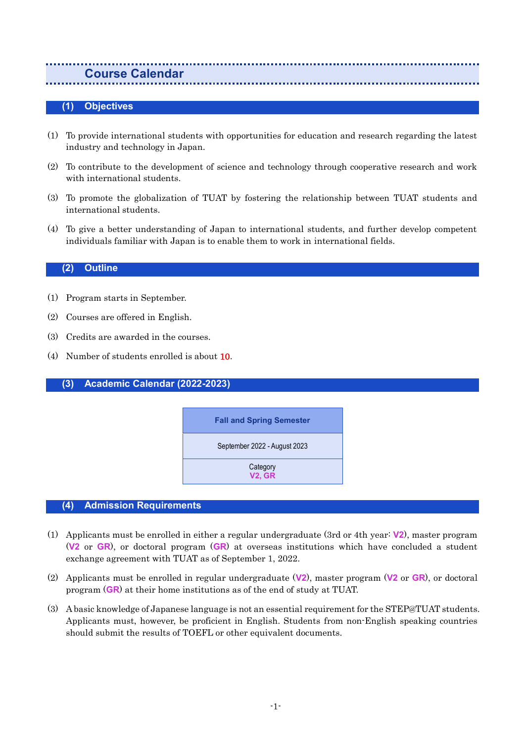# Course Calendar

## (1) Objectives

(1) To provide international students with opportunities for education and research regarding the latest industry and technology in Japan.

(2) To contribute to the development of science and technology through cooperative research and work with international students.

(3) To promote the globalization of TUAT by fostering the relationship between TUAT students and international students.

(4) To give a better understanding of Japan to international students, and further develop competent individuals familiar with Japan is to enable them to work in international fields.

## (2) Outline

(1) Program starts in September.

(2) Courses are offered in English.

(3) Credits are awarded in the courses.

(4) Number of students enrolled is about **10**.

## (3) Academic Calendar (2022-2023)

| Fall and Spring Semester |
| --- |
| September 2022 - August 2023 |
| Category **V2, GR** |

## (4) Admission Requirements

(1) Applicants must be enrolled in either a regular undergraduate (3rd or 4th year: **V2**), master program (**V2** or **GR**), or doctoral program (**GR**) at overseas institutions which have concluded a student exchange agreement with TUAT as of September 1, 2022.

(2) Applicants must be enrolled in regular undergraduate (**V2**), master program (**V2** or **GR**), or doctoral program (**GR**) at their home institutions as of the end of study at TUAT.

(3) A basic knowledge of Japanese language is not an essential requirement for the STEP@TUAT students. Applicants must, however, be proficient in English. Students from non-English speaking countries should submit the results of TOEFL or other equivalent documents.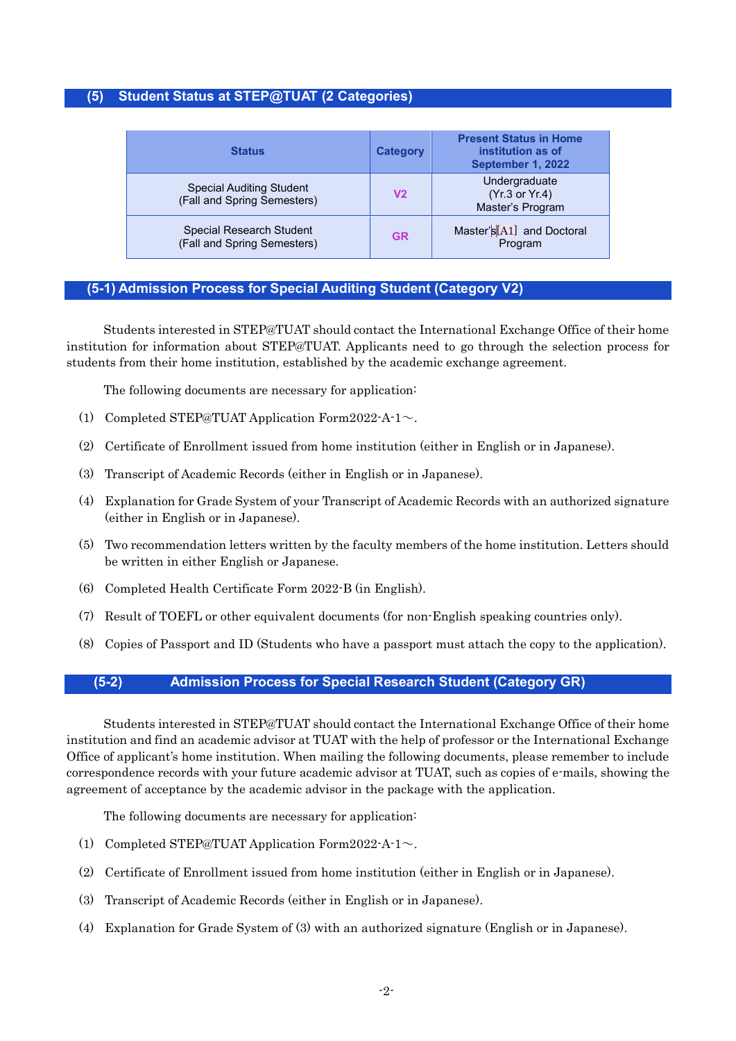## (5) Student Status at STEP@TUAT (2 Categories)

| Status | Category | Present Status in Home institution as of September 1, 2022 |
|---|---|---|
| Special Auditing Student (Fall and Spring Semesters) | V2 | Undergraduate (Yr.3 or Yr.4) Master's Program |
| Special Research Student (Fall and Spring Semesters) | GR | Master's[A1] and Doctoral Program |

## (5-1) Admission Process for Special Auditing Student (Category V2)

Students interested in STEP@TUAT should contact the International Exchange Office of their home institution for information about STEP@TUAT. Applicants need to go through the selection process for students from their home institution, established by the academic exchange agreement.

The following documents are necessary for application:

(1) Completed STEP@TUAT Application Form2022-A-1～.

(2) Certificate of Enrollment issued from home institution (either in English or in Japanese).

(3) Transcript of Academic Records (either in English or in Japanese).

(4) Explanation for Grade System of your Transcript of Academic Records with an authorized signature (either in English or in Japanese).

(5) Two recommendation letters written by the faculty members of the home institution. Letters should be written in either English or Japanese.

(6) Completed Health Certificate Form 2022-B (in English).

(7) Result of TOEFL or other equivalent documents (for non-English speaking countries only).

(8) Copies of Passport and ID (Students who have a passport must attach the copy to the application).

## (5-2) Admission Process for Special Research Student (Category GR)

Students interested in STEP@TUAT should contact the International Exchange Office of their home institution and find an academic advisor at TUAT with the help of professor or the International Exchange Office of applicant's home institution. When mailing the following documents, please remember to include correspondence records with your future academic advisor at TUAT, such as copies of e-mails, showing the agreement of acceptance by the academic advisor in the package with the application.

The following documents are necessary for application:

(1) Completed STEP@TUAT Application Form2022-A-1～.

(2) Certificate of Enrollment issued from home institution (either in English or in Japanese).

(3) Transcript of Academic Records (either in English or in Japanese).

(4) Explanation for Grade System of (3) with an authorized signature (English or in Japanese).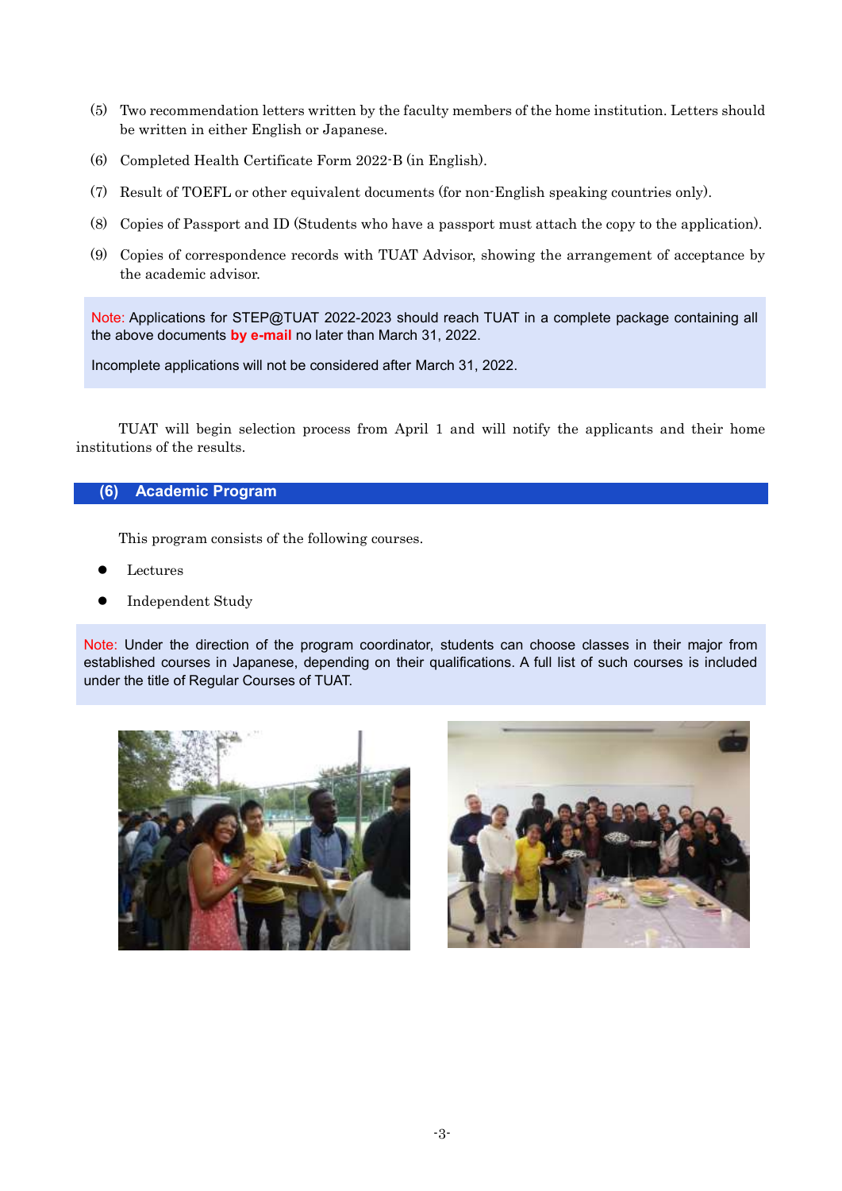(5) Two recommendation letters written by the faculty members of the home institution. Letters should be written in either English or Japanese.

(6) Completed Health Certificate Form 2022-B (in English).

(7) Result of TOEFL or other equivalent documents (for non-English speaking countries only).

(8) Copies of Passport and ID (Students who have a passport must attach the copy to the application).

(9) Copies of correspondence records with TUAT Advisor, showing the arrangement of acceptance by the academic advisor.

> Note: Applications for STEP@TUAT 2022-2023 should reach TUAT in a complete package containing all the above documents **by e-mail** no later than March 31, 2022.
>
> Incomplete applications will not be considered after March 31, 2022.

TUAT will begin selection process from April 1 and will notify the applicants and their home institutions of the results.

## (6) Academic Program

This program consists of the following courses.

- Lectures
- Independent Study

> Note: Under the direction of the program coordinator, students can choose classes in their major from established courses in Japanese, depending on their qualifications. A full list of such courses is included under the title of Regular Courses of TUAT.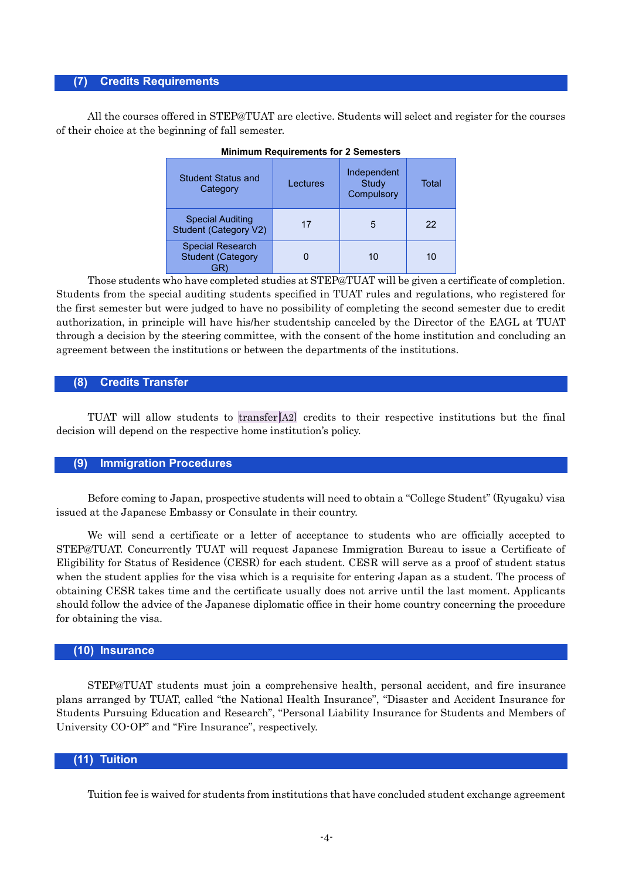## (7) Credits Requirements

All the courses offered in STEP@TUAT are elective. Students will select and register for the courses of their choice at the beginning of fall semester.

**Minimum Requirements for 2 Semesters**

| Student Status and Category | Lectures | Independent Study Compulsory | Total |
|---|---|---|---|
| Special Auditing Student (Category V2) | 17 | 5 | 22 |
| Special Research Student (Category GR) | 0 | 10 | 10 |

Those students who have completed studies at STEP@TUAT will be given a certificate of completion. Students from the special auditing students specified in TUAT rules and regulations, who registered for the first semester but were judged to have no possibility of completing the second semester due to credit authorization, in principle will have his/her studentship canceled by the Director of the EAGL at TUAT through a decision by the steering committee, with the consent of the home institution and concluding an agreement between the institutions or between the departments of the institutions.

## (8) Credits Transfer

TUAT will allow students to transfer[A2] credits to their respective institutions but the final decision will depend on the respective home institution's policy.

## (9) Immigration Procedures

Before coming to Japan, prospective students will need to obtain a "College Student" (Ryugaku) visa issued at the Japanese Embassy or Consulate in their country.

We will send a certificate or a letter of acceptance to students who are officially accepted to STEP@TUAT. Concurrently TUAT will request Japanese Immigration Bureau to issue a Certificate of Eligibility for Status of Residence (CESR) for each student. CESR will serve as a proof of student status when the student applies for the visa which is a requisite for entering Japan as a student. The process of obtaining CESR takes time and the certificate usually does not arrive until the last moment. Applicants should follow the advice of the Japanese diplomatic office in their home country concerning the procedure for obtaining the visa.

## (10) Insurance

STEP@TUAT students must join a comprehensive health, personal accident, and fire insurance plans arranged by TUAT, called "the National Health Insurance", "Disaster and Accident Insurance for Students Pursuing Education and Research", "Personal Liability Insurance for Students and Members of University CO-OP" and "Fire Insurance", respectively.

## (11) Tuition

Tuition fee is waived for students from institutions that have concluded student exchange agreement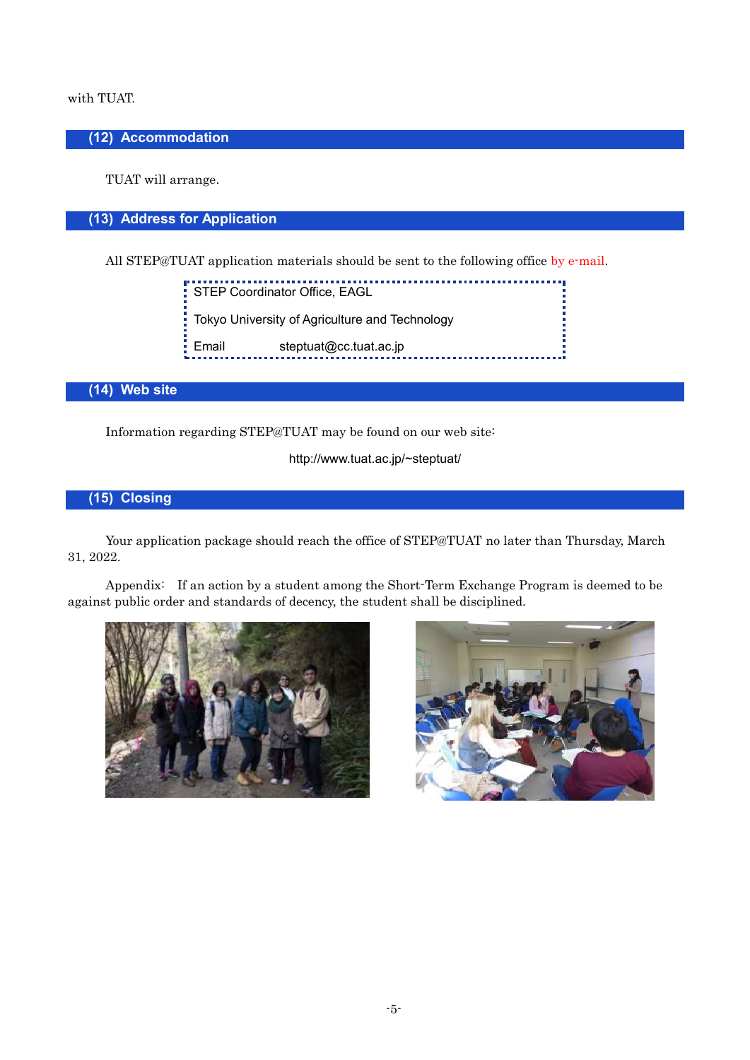with TUAT.

## (12) Accommodation

TUAT will arrange.

## (13) Address for Application

All STEP@TUAT application materials should be sent to the following office by e-mail.

> STEP Coordinator Office, EAGL
>
> Tokyo University of Agriculture and Technology
>
> Email steptuat@cc.tuat.ac.jp

## (14) Web site

Information regarding STEP@TUAT may be found on our web site:

http://www.tuat.ac.jp/~steptuat/

## (15) Closing

Your application package should reach the office of STEP@TUAT no later than Thursday, March 31, 2022.

Appendix: If an action by a student among the Short-Term Exchange Program is deemed to be against public order and standards of decency, the student shall be disciplined.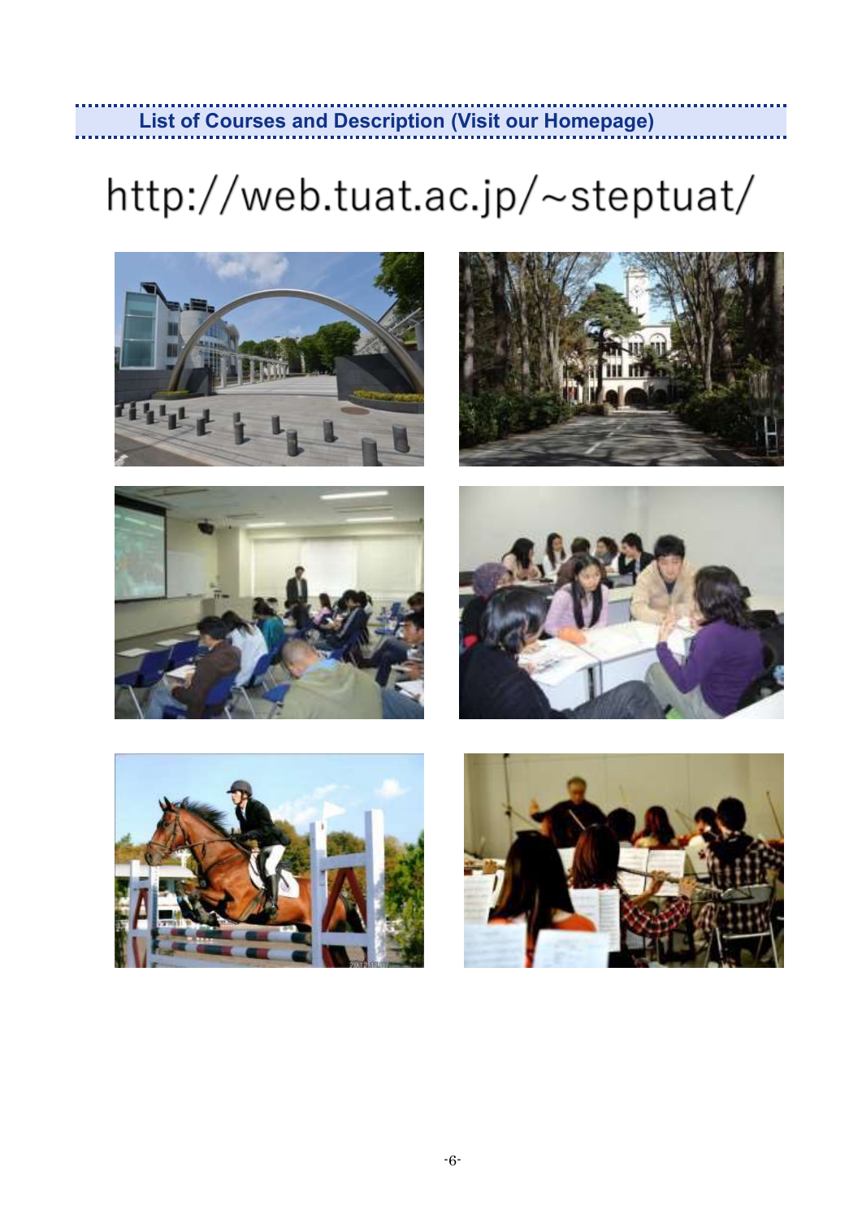## List of Courses and Description (Visit our Homepage)

# http://web.tuat.ac.jp/~steptuat/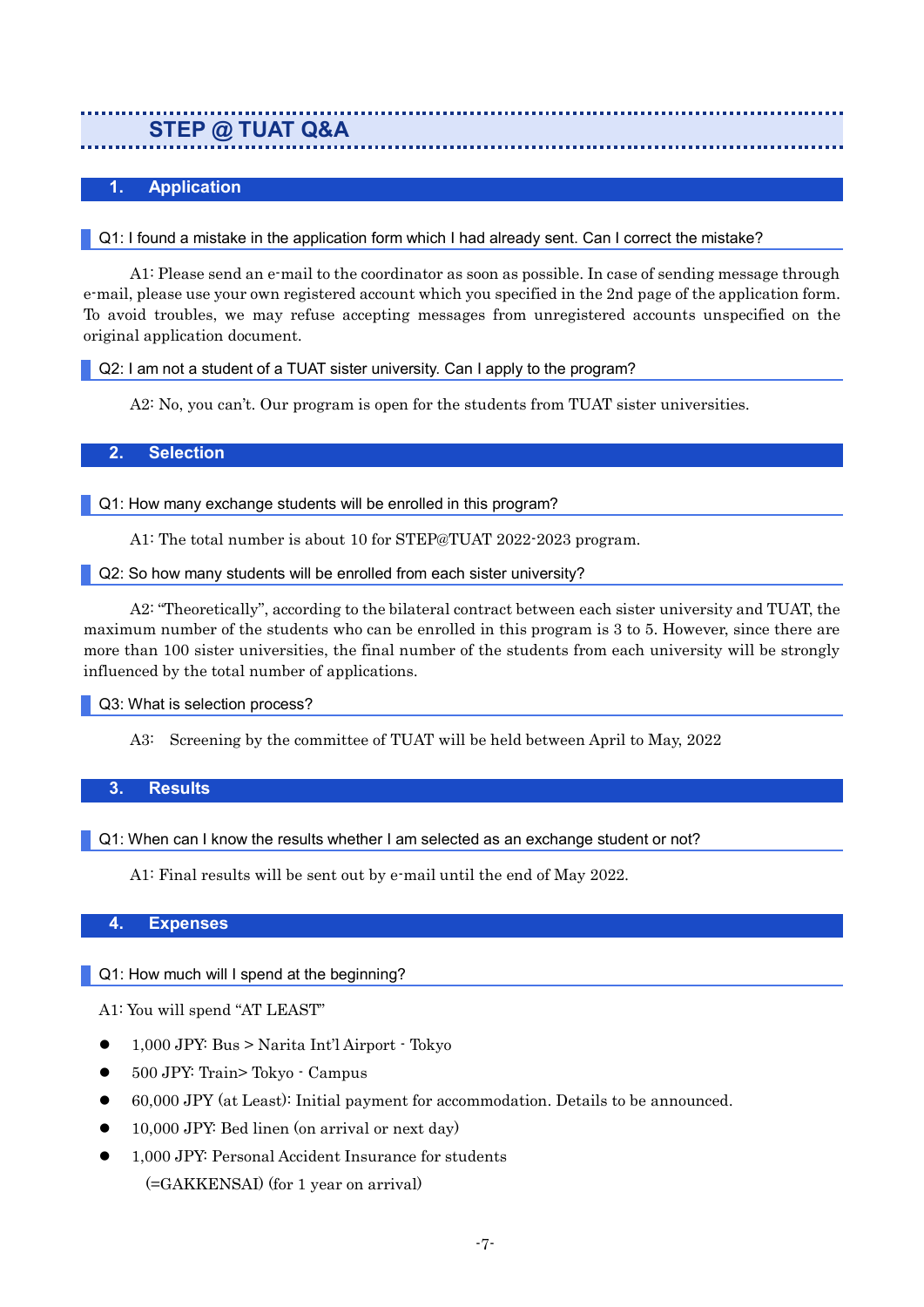# STEP @ TUAT Q&A

## 1. Application

### Q1: I found a mistake in the application form which I had already sent. Can I correct the mistake?

A1: Please send an e-mail to the coordinator as soon as possible. In case of sending message through e-mail, please use your own registered account which you specified in the 2nd page of the application form. To avoid troubles, we may refuse accepting messages from unregistered accounts unspecified on the original application document.

### Q2: I am not a student of a TUAT sister university. Can I apply to the program?

A2: No, you can't. Our program is open for the students from TUAT sister universities.

## 2. Selection

### Q1: How many exchange students will be enrolled in this program?

A1: The total number is about 10 for STEP@TUAT 2022-2023 program.

### Q2: So how many students will be enrolled from each sister university?

A2: "Theoretically", according to the bilateral contract between each sister university and TUAT, the maximum number of the students who can be enrolled in this program is 3 to 5. However, since there are more than 100 sister universities, the final number of the students from each university will be strongly influenced by the total number of applications.

### Q3: What is selection process?

A3: Screening by the committee of TUAT will be held between April to May, 2022

## 3. Results

### Q1: When can I know the results whether I am selected as an exchange student or not?

A1: Final results will be sent out by e-mail until the end of May 2022.

## 4. Expenses

### Q1: How much will I spend at the beginning?

A1: You will spend "AT LEAST"

- 1,000 JPY: Bus > Narita Int'l Airport - Tokyo
- 500 JPY: Train> Tokyo - Campus
- 60,000 JPY (at Least): Initial payment for accommodation. Details to be announced.
- 10,000 JPY: Bed linen (on arrival or next day)
- 1,000 JPY: Personal Accident Insurance for students (=GAKKENSAI) (for 1 year on arrival)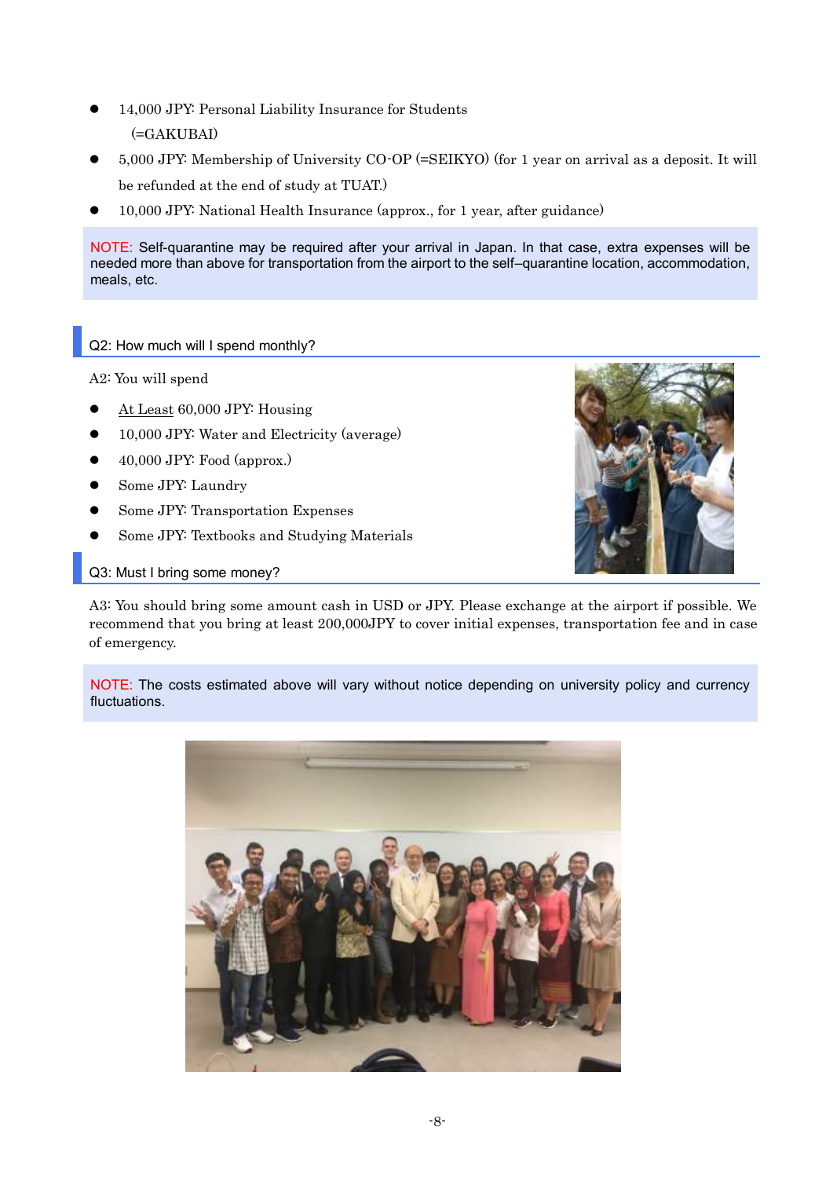- 14,000 JPY: Personal Liability Insurance for Students (=GAKUBAI)
- 5,000 JPY: Membership of University CO-OP (=SEIKYO) (for 1 year on arrival as a deposit. It will be refunded at the end of study at TUAT.)
- 10,000 JPY: National Health Insurance (approx., for 1 year, after guidance)

NOTE: Self-quarantine may be required after your arrival in Japan. In that case, extra expenses will be needed more than above for transportation from the airport to the self–quarantine location, accommodation, meals, etc.

## Q2: How much will I spend monthly?

A2: You will spend

- At Least 60,000 JPY: Housing
- 10,000 JPY: Water and Electricity (average)
- 40,000 JPY: Food (approx.)
- Some JPY: Laundry
- Some JPY: Transportation Expenses
- Some JPY: Textbooks and Studying Materials

## Q3: Must I bring some money?

A3: You should bring some amount cash in USD or JPY. Please exchange at the airport if possible. We recommend that you bring at least 200,000JPY to cover initial expenses, transportation fee and in case of emergency.

NOTE: The costs estimated above will vary without notice depending on university policy and currency fluctuations.